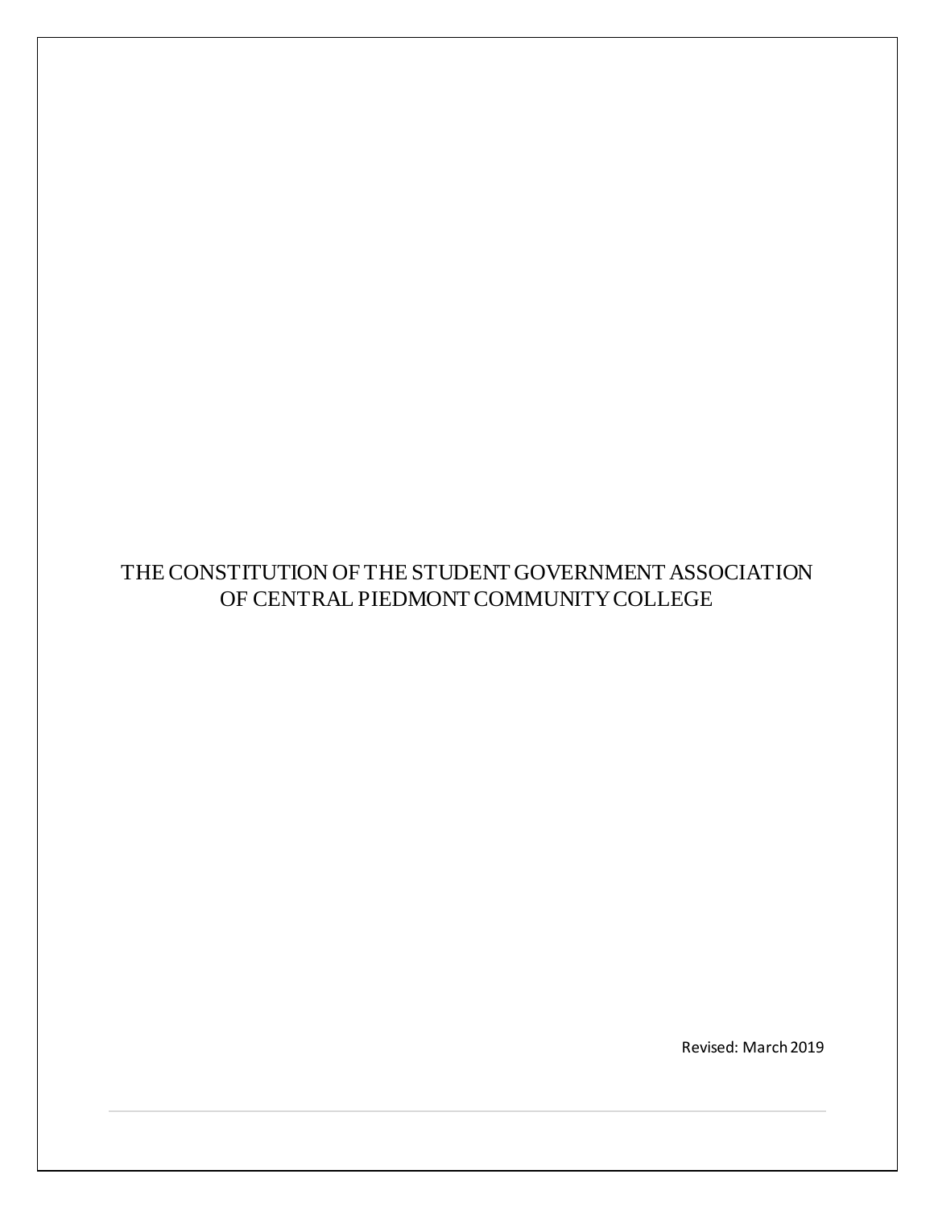# THE CONSTITUTION OF THE STUDENT GOVERNMENT ASSOCIATION OF CENTRAL PIEDMONT COMMUNITY COLLEGE

Revised: March 2019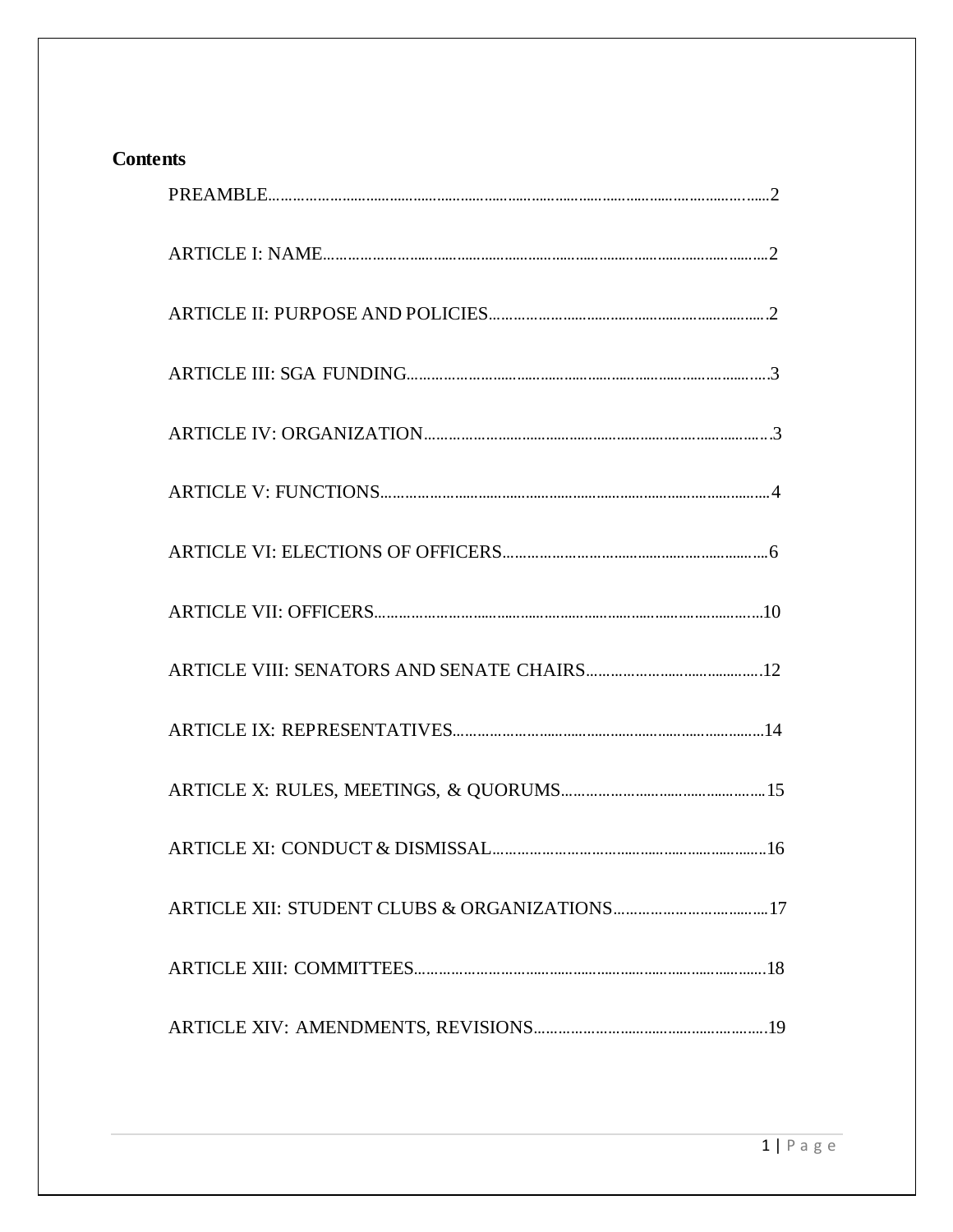**Contents**

PREAMBLE....................................................................................................2

ARTICLE I: NAME........................................................................................2

ARTICLE II: PURPOSE AND POLICIES.......................................................2

ARTICLE III: SGA FUNDING.......................................................................3

ARTICLE IV: ORGANIZATION.....................................................................3

ARTICLE V: FUNCTIONS.............................................................................4

ARTICLE VI: ELECTIONS OF OFFICERS.....................................................6

ARTICLE VII: OFFICERS.............................................................................10

ARTICLE VIII: SENATORS AND SENATE CHAIRS......................................12

ARTICLE IX: REPRESENTATIVES................................................................14

ARTICLE X: RULES, MEETINGS, & QUORUMS...........................................15

ARTICLE XI: CONDUCT & DISMISSAL.......................................................16

ARTICLE XII: STUDENT CLUBS & ORGANIZATIONS..................................17

ARTICLE XIII: COMMITTEES.......................................................................18

ARTICLE XIV: AMENDMENTS, REVISIONS.................................................19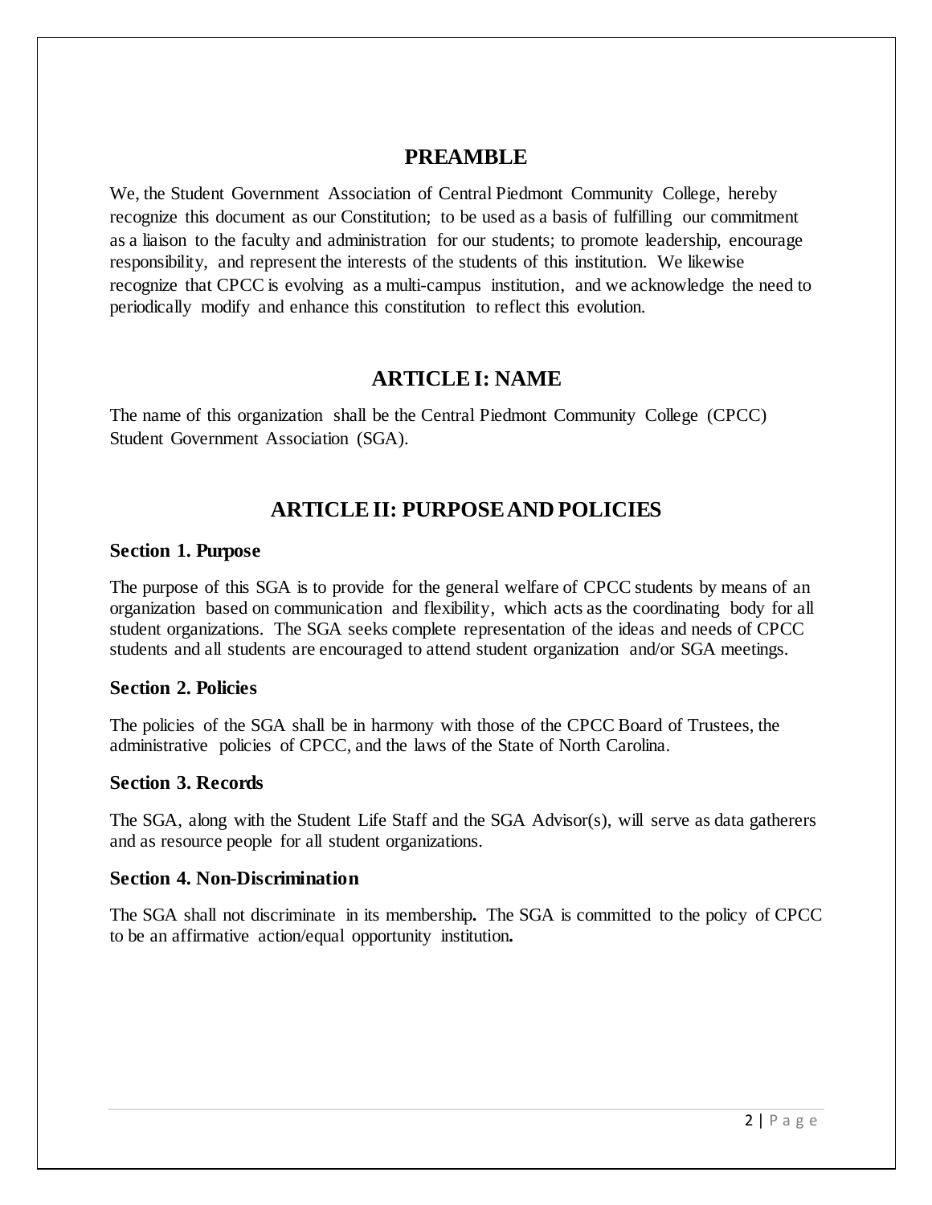## PREAMBLE

We, the Student Government Association of Central Piedmont Community College, hereby recognize this document as our Constitution; to be used as a basis of fulfilling our commitment as a liaison to the faculty and administration for our students; to promote leadership, encourage responsibility, and represent the interests of the students of this institution. We likewise recognize that CPCC is evolving as a multi-campus institution, and we acknowledge the need to periodically modify and enhance this constitution to reflect this evolution.

## ARTICLE I: NAME

The name of this organization shall be the Central Piedmont Community College (CPCC) Student Government Association (SGA).

## ARTICLE II: PURPOSE AND POLICIES

### Section 1. Purpose

The purpose of this SGA is to provide for the general welfare of CPCC students by means of an organization based on communication and flexibility, which acts as the coordinating body for all student organizations. The SGA seeks complete representation of the ideas and needs of CPCC students and all students are encouraged to attend student organization and/or SGA meetings.

### Section 2. Policies

The policies of the SGA shall be in harmony with those of the CPCC Board of Trustees, the administrative policies of CPCC, and the laws of the State of North Carolina.

### Section 3. Records

The SGA, along with the Student Life Staff and the SGA Advisor(s), will serve as data gatherers and as resource people for all student organizations.

### Section 4. Non-Discrimination

The SGA shall not discriminate in its membership**.** The SGA is committed to the policy of CPCC to be an affirmative action/equal opportunity institution**.**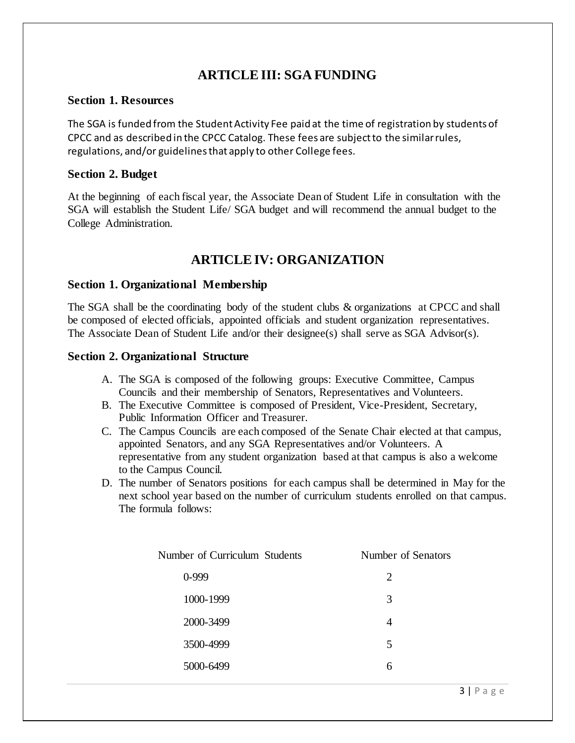## ARTICLE III: SGA FUNDING

### Section 1. Resources

The SGA is funded from the Student Activity Fee paid at the time of registration by students of CPCC and as described in the CPCC Catalog. These fees are subject to the similar rules, regulations, and/or guidelines that apply to other College fees.

### Section 2. Budget

At the beginning of each fiscal year, the Associate Dean of Student Life in consultation with the SGA will establish the Student Life/ SGA budget and will recommend the annual budget to the College Administration.

## ARTICLE IV: ORGANIZATION

### Section 1. Organizational Membership

The SGA shall be the coordinating body of the student clubs & organizations at CPCC and shall be composed of elected officials, appointed officials and student organization representatives. The Associate Dean of Student Life and/or their designee(s) shall serve as SGA Advisor(s).

### Section 2. Organizational Structure

A. The SGA is composed of the following groups: Executive Committee, Campus Councils and their membership of Senators, Representatives and Volunteers.

B. The Executive Committee is composed of President, Vice-President, Secretary, Public Information Officer and Treasurer.

C. The Campus Councils are each composed of the Senate Chair elected at that campus, appointed Senators, and any SGA Representatives and/or Volunteers. A representative from any student organization based at that campus is also a welcome to the Campus Council.

D. The number of Senators positions for each campus shall be determined in May for the next school year based on the number of curriculum students enrolled on that campus. The formula follows:

| Number of Curriculum Students | Number of Senators |
|---|---|
| 0-999 | 2 |
| 1000-1999 | 3 |
| 2000-3499 | 4 |
| 3500-4999 | 5 |
| 5000-6499 | 6 |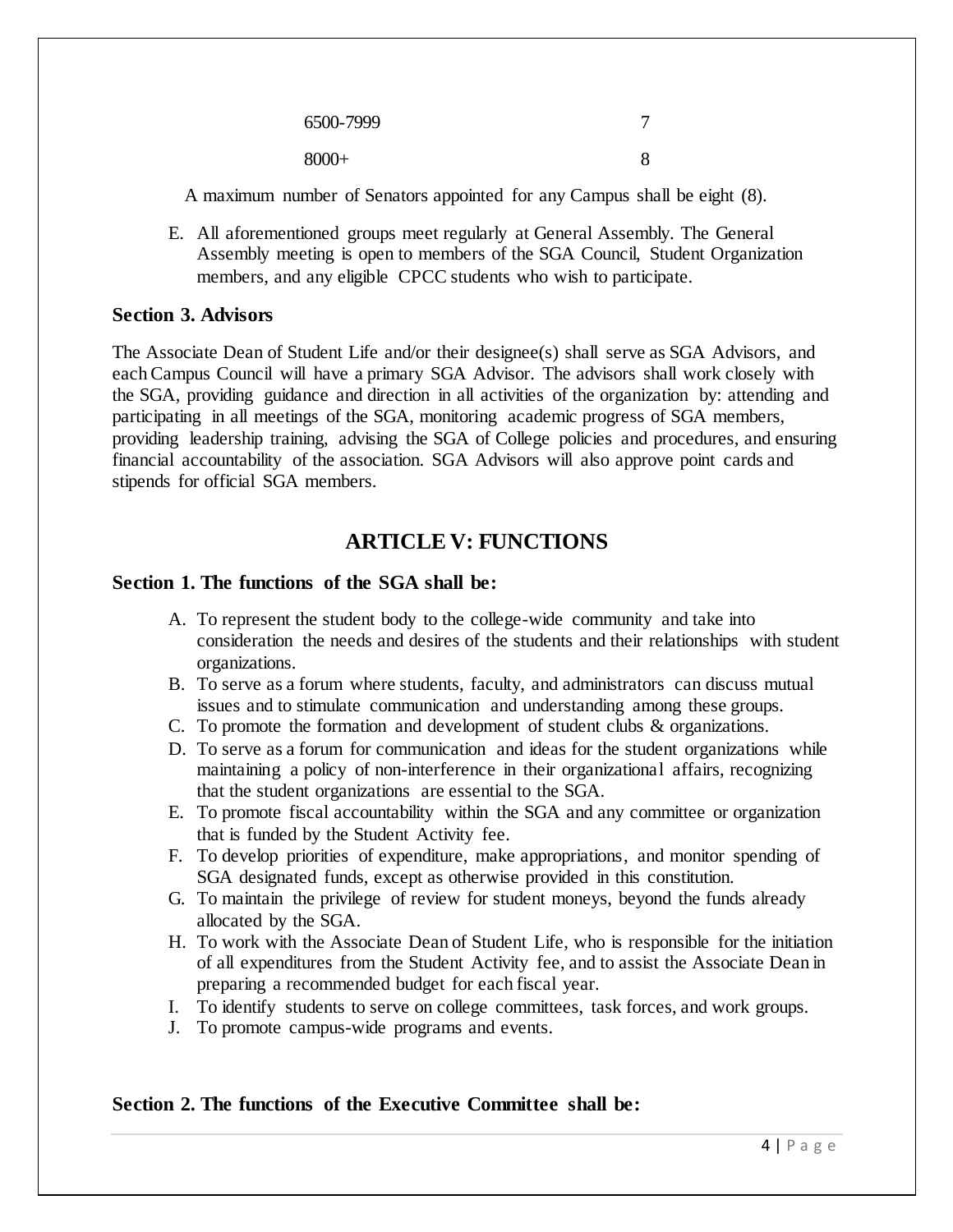| | |
|---|---|
| 6500-7999 | 7 |
| 8000+ | 8 |

A maximum number of Senators appointed for any Campus shall be eight (8).

E. All aforementioned groups meet regularly at General Assembly. The General Assembly meeting is open to members of the SGA Council, Student Organization members, and any eligible CPCC students who wish to participate.

### Section 3. Advisors

The Associate Dean of Student Life and/or their designee(s) shall serve as SGA Advisors, and each Campus Council will have a primary SGA Advisor. The advisors shall work closely with the SGA, providing guidance and direction in all activities of the organization by: attending and participating in all meetings of the SGA, monitoring academic progress of SGA members, providing leadership training, advising the SGA of College policies and procedures, and ensuring financial accountability of the association. SGA Advisors will also approve point cards and stipends for official SGA members.

## ARTICLE V: FUNCTIONS

### Section 1. The functions of the SGA shall be:

A. To represent the student body to the college-wide community and take into consideration the needs and desires of the students and their relationships with student organizations.
B. To serve as a forum where students, faculty, and administrators can discuss mutual issues and to stimulate communication and understanding among these groups.
C. To promote the formation and development of student clubs & organizations.
D. To serve as a forum for communication and ideas for the student organizations while maintaining a policy of non-interference in their organizational affairs, recognizing that the student organizations are essential to the SGA.
E. To promote fiscal accountability within the SGA and any committee or organization that is funded by the Student Activity fee.
F. To develop priorities of expenditure, make appropriations, and monitor spending of SGA designated funds, except as otherwise provided in this constitution.
G. To maintain the privilege of review for student moneys, beyond the funds already allocated by the SGA.
H. To work with the Associate Dean of Student Life, who is responsible for the initiation of all expenditures from the Student Activity fee, and to assist the Associate Dean in preparing a recommended budget for each fiscal year.
I. To identify students to serve on college committees, task forces, and work groups.
J. To promote campus-wide programs and events.

### Section 2. The functions of the Executive Committee shall be: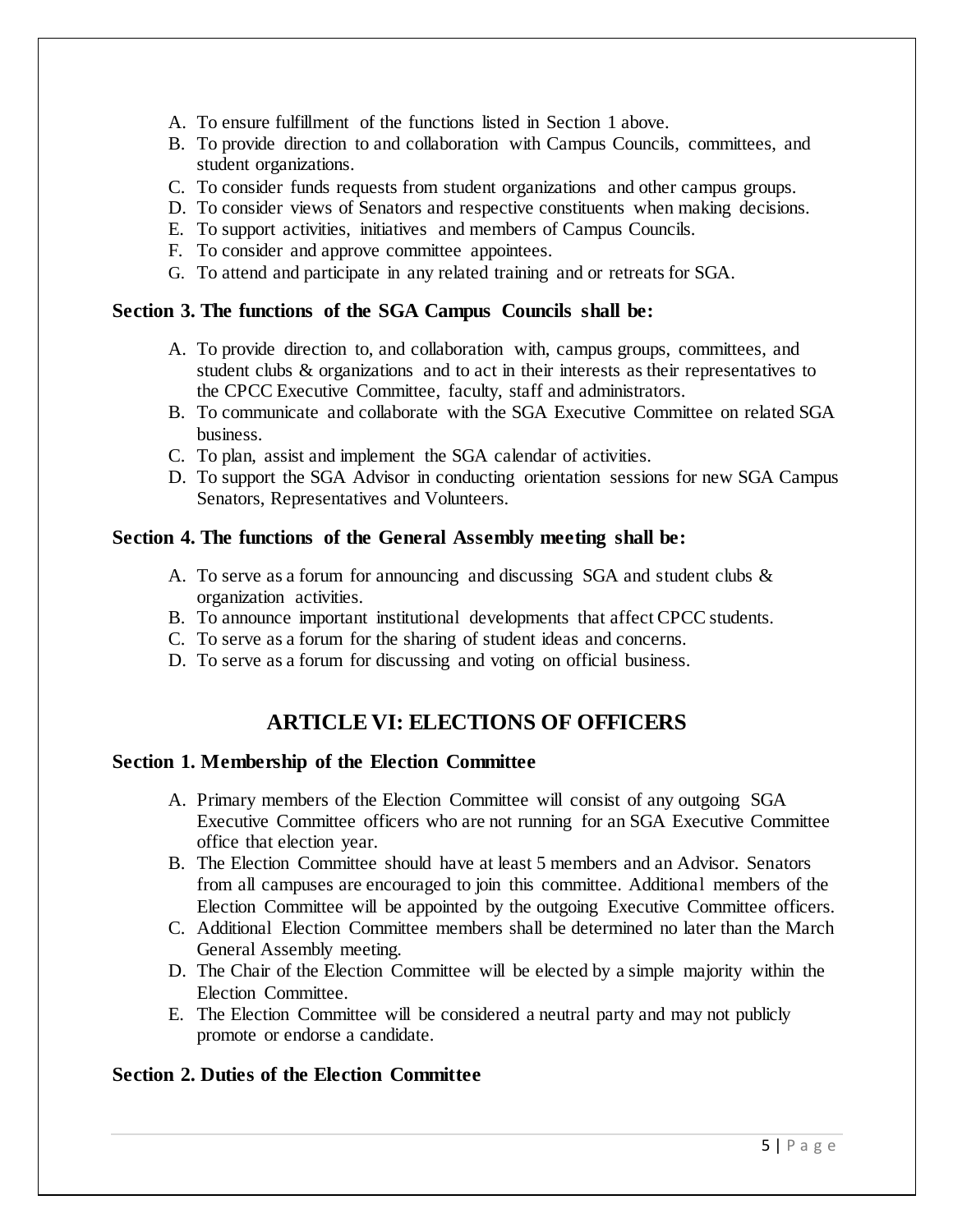A. To ensure fulfillment of the functions listed in Section 1 above.
B. To provide direction to and collaboration with Campus Councils, committees, and student organizations.
C. To consider funds requests from student organizations and other campus groups.
D. To consider views of Senators and respective constituents when making decisions.
E. To support activities, initiatives and members of Campus Councils.
F. To consider and approve committee appointees.
G. To attend and participate in any related training and or retreats for SGA.

**Section 3. The functions of the SGA Campus Councils shall be:**

A. To provide direction to, and collaboration with, campus groups, committees, and student clubs & organizations and to act in their interests as their representatives to the CPCC Executive Committee, faculty, staff and administrators.
B. To communicate and collaborate with the SGA Executive Committee on related SGA business.
C. To plan, assist and implement the SGA calendar of activities.
D. To support the SGA Advisor in conducting orientation sessions for new SGA Campus Senators, Representatives and Volunteers.

**Section 4. The functions of the General Assembly meeting shall be:**

A. To serve as a forum for announcing and discussing SGA and student clubs & organization activities.
B. To announce important institutional developments that affect CPCC students.
C. To serve as a forum for the sharing of student ideas and concerns.
D. To serve as a forum for discussing and voting on official business.

## ARTICLE VI: ELECTIONS OF OFFICERS

**Section 1. Membership of the Election Committee**

A. Primary members of the Election Committee will consist of any outgoing SGA Executive Committee officers who are not running for an SGA Executive Committee office that election year.
B. The Election Committee should have at least 5 members and an Advisor. Senators from all campuses are encouraged to join this committee. Additional members of the Election Committee will be appointed by the outgoing Executive Committee officers.
C. Additional Election Committee members shall be determined no later than the March General Assembly meeting.
D. The Chair of the Election Committee will be elected by a simple majority within the Election Committee.
E. The Election Committee will be considered a neutral party and may not publicly promote or endorse a candidate.

**Section 2. Duties of the Election Committee**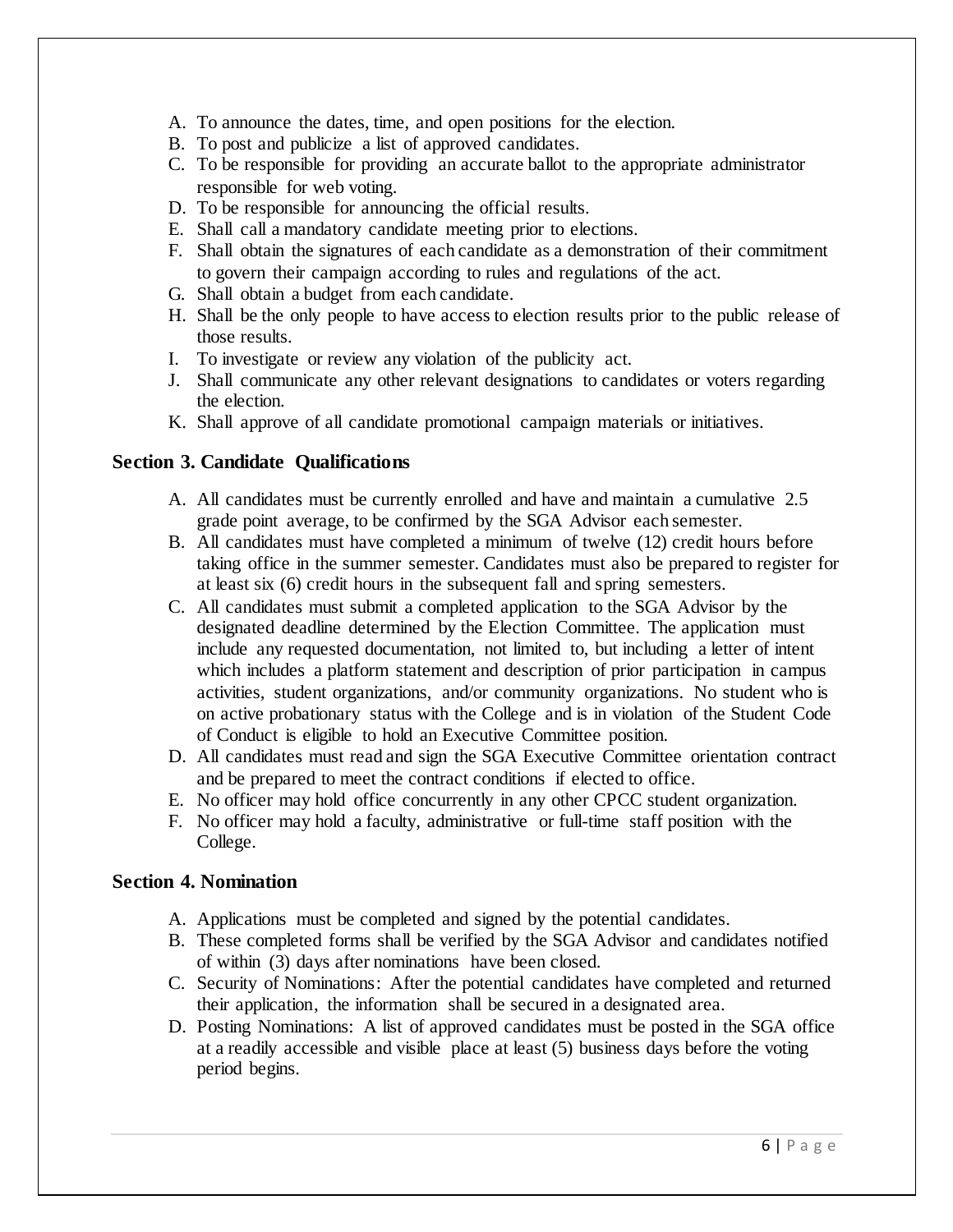A. To announce the dates, time, and open positions for the election.
B. To post and publicize a list of approved candidates.
C. To be responsible for providing an accurate ballot to the appropriate administrator responsible for web voting.
D. To be responsible for announcing the official results.
E. Shall call a mandatory candidate meeting prior to elections.
F. Shall obtain the signatures of each candidate as a demonstration of their commitment to govern their campaign according to rules and regulations of the act.
G. Shall obtain a budget from each candidate.
H. Shall be the only people to have access to election results prior to the public release of those results.
I. To investigate or review any violation of the publicity act.
J. Shall communicate any other relevant designations to candidates or voters regarding the election.
K. Shall approve of all candidate promotional campaign materials or initiatives.

### Section 3. Candidate Qualifications

A. All candidates must be currently enrolled and have and maintain a cumulative 2.5 grade point average, to be confirmed by the SGA Advisor each semester.
B. All candidates must have completed a minimum of twelve (12) credit hours before taking office in the summer semester. Candidates must also be prepared to register for at least six (6) credit hours in the subsequent fall and spring semesters.
C. All candidates must submit a completed application to the SGA Advisor by the designated deadline determined by the Election Committee. The application must include any requested documentation, not limited to, but including a letter of intent which includes a platform statement and description of prior participation in campus activities, student organizations, and/or community organizations. No student who is on active probationary status with the College and is in violation of the Student Code of Conduct is eligible to hold an Executive Committee position.
D. All candidates must read and sign the SGA Executive Committee orientation contract and be prepared to meet the contract conditions if elected to office.
E. No officer may hold office concurrently in any other CPCC student organization.
F. No officer may hold a faculty, administrative or full-time staff position with the College.

### Section 4. Nomination

A. Applications must be completed and signed by the potential candidates.
B. These completed forms shall be verified by the SGA Advisor and candidates notified of within (3) days after nominations have been closed.
C. Security of Nominations: After the potential candidates have completed and returned their application, the information shall be secured in a designated area.
D. Posting Nominations: A list of approved candidates must be posted in the SGA office at a readily accessible and visible place at least (5) business days before the voting period begins.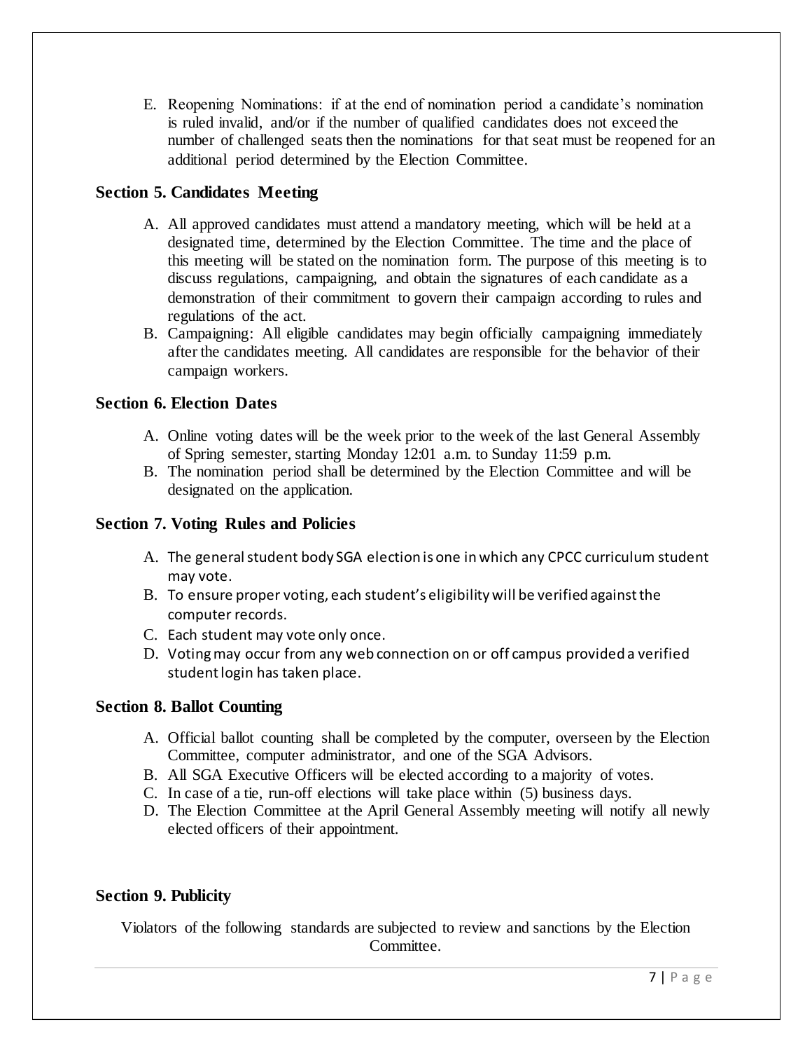E. Reopening Nominations: if at the end of nomination period a candidate's nomination is ruled invalid, and/or if the number of qualified candidates does not exceed the number of challenged seats then the nominations for that seat must be reopened for an additional period determined by the Election Committee.

### Section 5. Candidates Meeting

A. All approved candidates must attend a mandatory meeting, which will be held at a designated time, determined by the Election Committee. The time and the place of this meeting will be stated on the nomination form. The purpose of this meeting is to discuss regulations, campaigning, and obtain the signatures of each candidate as a demonstration of their commitment to govern their campaign according to rules and regulations of the act.
B. Campaigning: All eligible candidates may begin officially campaigning immediately after the candidates meeting. All candidates are responsible for the behavior of their campaign workers.

### Section 6. Election Dates

A. Online voting dates will be the week prior to the week of the last General Assembly of Spring semester, starting Monday 12:01 a.m. to Sunday 11:59 p.m.
B. The nomination period shall be determined by the Election Committee and will be designated on the application.

### Section 7. Voting Rules and Policies

A. The general student body SGA election is one in which any CPCC curriculum student may vote.
B. To ensure proper voting, each student's eligibility will be verified against the computer records.
C. Each student may vote only once.
D. Voting may occur from any web connection on or off campus provided a verified student login has taken place.

### Section 8. Ballot Counting

A. Official ballot counting shall be completed by the computer, overseen by the Election Committee, computer administrator, and one of the SGA Advisors.
B. All SGA Executive Officers will be elected according to a majority of votes.
C. In case of a tie, run-off elections will take place within (5) business days.
D. The Election Committee at the April General Assembly meeting will notify all newly elected officers of their appointment.

### Section 9. Publicity

Violators of the following standards are subjected to review and sanctions by the Election Committee.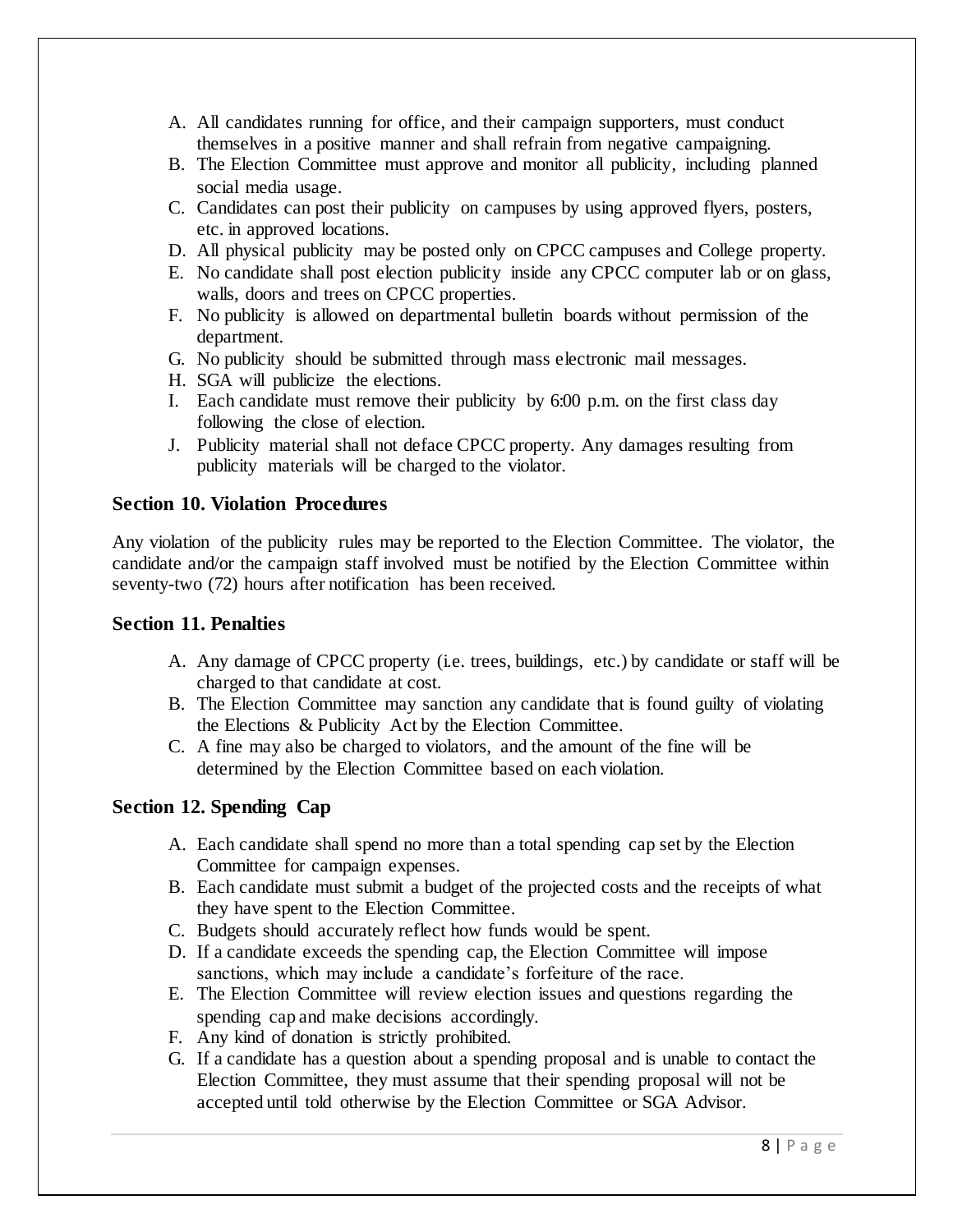A. All candidates running for office, and their campaign supporters, must conduct themselves in a positive manner and shall refrain from negative campaigning.
B. The Election Committee must approve and monitor all publicity, including planned social media usage.
C. Candidates can post their publicity on campuses by using approved flyers, posters, etc. in approved locations.
D. All physical publicity may be posted only on CPCC campuses and College property.
E. No candidate shall post election publicity inside any CPCC computer lab or on glass, walls, doors and trees on CPCC properties.
F. No publicity is allowed on departmental bulletin boards without permission of the department.
G. No publicity should be submitted through mass electronic mail messages.
H. SGA will publicize the elections.
I. Each candidate must remove their publicity by 6:00 p.m. on the first class day following the close of election.
J. Publicity material shall not deface CPCC property. Any damages resulting from publicity materials will be charged to the violator.

### Section 10. Violation Procedures

Any violation of the publicity rules may be reported to the Election Committee. The violator, the candidate and/or the campaign staff involved must be notified by the Election Committee within seventy-two (72) hours after notification has been received.

### Section 11. Penalties

A. Any damage of CPCC property (i.e. trees, buildings, etc.) by candidate or staff will be charged to that candidate at cost.
B. The Election Committee may sanction any candidate that is found guilty of violating the Elections & Publicity Act by the Election Committee.
C. A fine may also be charged to violators, and the amount of the fine will be determined by the Election Committee based on each violation.

### Section 12. Spending Cap

A. Each candidate shall spend no more than a total spending cap set by the Election Committee for campaign expenses.
B. Each candidate must submit a budget of the projected costs and the receipts of what they have spent to the Election Committee.
C. Budgets should accurately reflect how funds would be spent.
D. If a candidate exceeds the spending cap, the Election Committee will impose sanctions, which may include a candidate's forfeiture of the race.
E. The Election Committee will review election issues and questions regarding the spending cap and make decisions accordingly.
F. Any kind of donation is strictly prohibited.
G. If a candidate has a question about a spending proposal and is unable to contact the Election Committee, they must assume that their spending proposal will not be accepted until told otherwise by the Election Committee or SGA Advisor.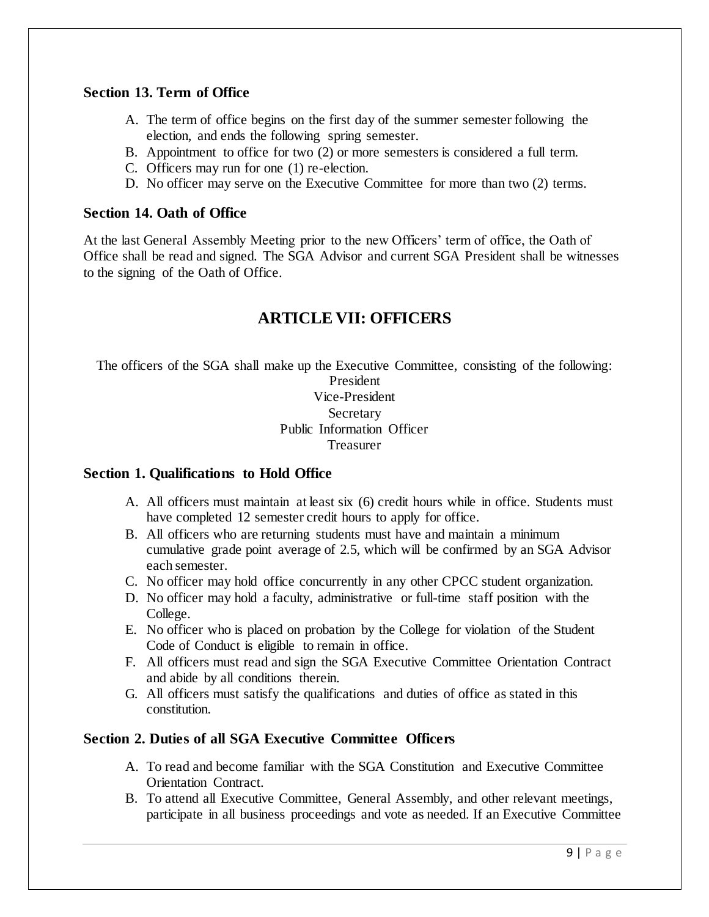### Section 13. Term of Office

A. The term of office begins on the first day of the summer semester following the election, and ends the following spring semester.
B. Appointment to office for two (2) or more semesters is considered a full term.
C. Officers may run for one (1) re-election.
D. No officer may serve on the Executive Committee for more than two (2) terms.

### Section 14. Oath of Office

At the last General Assembly Meeting prior to the new Officers' term of office, the Oath of Office shall be read and signed. The SGA Advisor and current SGA President shall be witnesses to the signing of the Oath of Office.

## ARTICLE VII: OFFICERS

The officers of the SGA shall make up the Executive Committee, consisting of the following:

President
Vice-President
Secretary
Public Information Officer
Treasurer

### Section 1. Qualifications to Hold Office

A. All officers must maintain at least six (6) credit hours while in office. Students must have completed 12 semester credit hours to apply for office.
B. All officers who are returning students must have and maintain a minimum cumulative grade point average of 2.5, which will be confirmed by an SGA Advisor each semester.
C. No officer may hold office concurrently in any other CPCC student organization.
D. No officer may hold a faculty, administrative or full-time staff position with the College.
E. No officer who is placed on probation by the College for violation of the Student Code of Conduct is eligible to remain in office.
F. All officers must read and sign the SGA Executive Committee Orientation Contract and abide by all conditions therein.
G. All officers must satisfy the qualifications and duties of office as stated in this constitution.

### Section 2. Duties of all SGA Executive Committee Officers

A. To read and become familiar with the SGA Constitution and Executive Committee Orientation Contract.
B. To attend all Executive Committee, General Assembly, and other relevant meetings, participate in all business proceedings and vote as needed. If an Executive Committee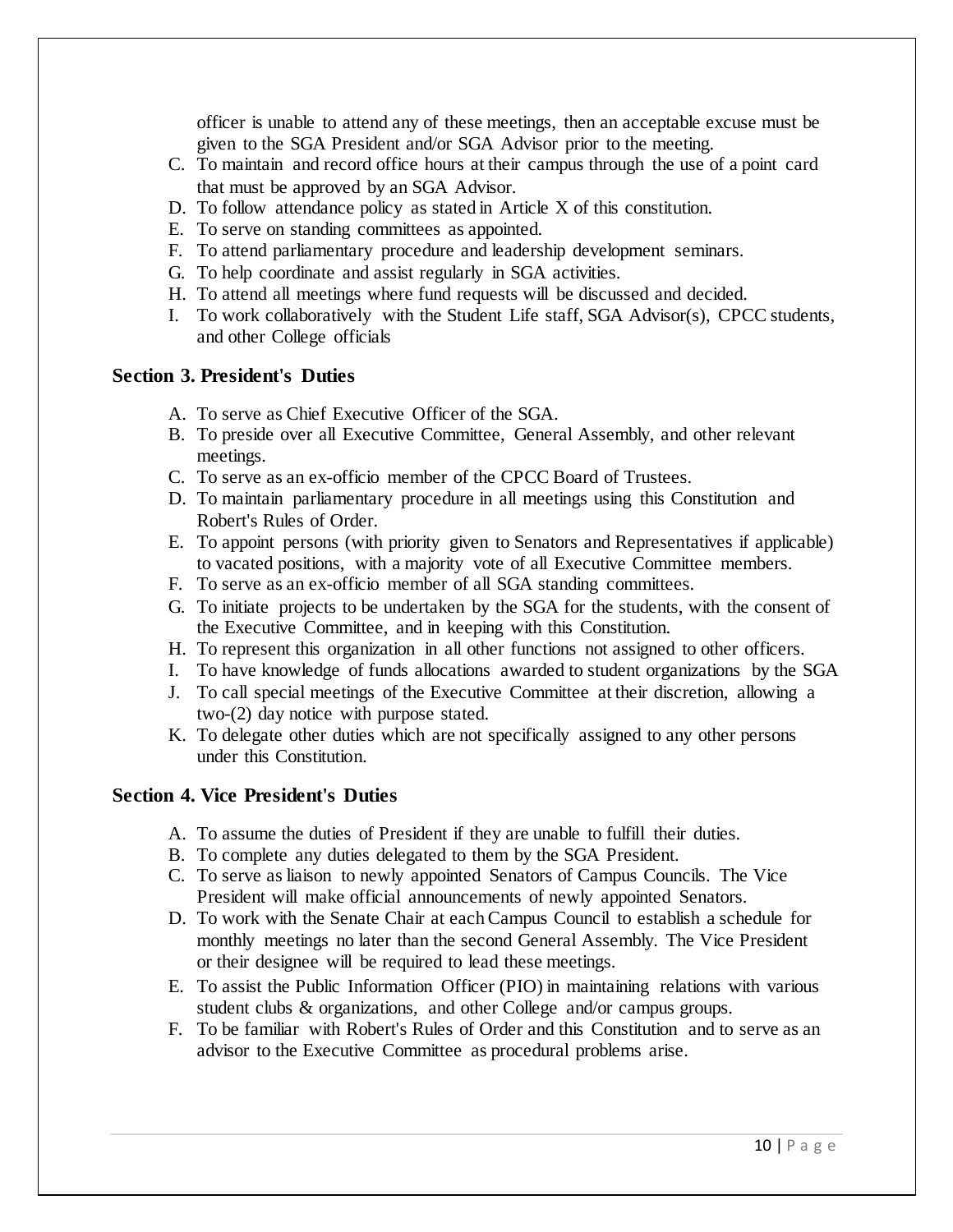officer is unable to attend any of these meetings, then an acceptable excuse must be given to the SGA President and/or SGA Advisor prior to the meeting.

C. To maintain and record office hours at their campus through the use of a point card that must be approved by an SGA Advisor.
D. To follow attendance policy as stated in Article X of this constitution.
E. To serve on standing committees as appointed.
F. To attend parliamentary procedure and leadership development seminars.
G. To help coordinate and assist regularly in SGA activities.
H. To attend all meetings where fund requests will be discussed and decided.
I. To work collaboratively with the Student Life staff, SGA Advisor(s), CPCC students, and other College officials

### Section 3. President's Duties

A. To serve as Chief Executive Officer of the SGA.
B. To preside over all Executive Committee, General Assembly, and other relevant meetings.
C. To serve as an ex-officio member of the CPCC Board of Trustees.
D. To maintain parliamentary procedure in all meetings using this Constitution and Robert's Rules of Order.
E. To appoint persons (with priority given to Senators and Representatives if applicable) to vacated positions, with a majority vote of all Executive Committee members.
F. To serve as an ex-officio member of all SGA standing committees.
G. To initiate projects to be undertaken by the SGA for the students, with the consent of the Executive Committee, and in keeping with this Constitution.
H. To represent this organization in all other functions not assigned to other officers.
I. To have knowledge of funds allocations awarded to student organizations by the SGA
J. To call special meetings of the Executive Committee at their discretion, allowing a two-(2) day notice with purpose stated.
K. To delegate other duties which are not specifically assigned to any other persons under this Constitution.

### Section 4. Vice President's Duties

A. To assume the duties of President if they are unable to fulfill their duties.
B. To complete any duties delegated to them by the SGA President.
C. To serve as liaison to newly appointed Senators of Campus Councils. The Vice President will make official announcements of newly appointed Senators.
D. To work with the Senate Chair at each Campus Council to establish a schedule for monthly meetings no later than the second General Assembly. The Vice President or their designee will be required to lead these meetings.
E. To assist the Public Information Officer (PIO) in maintaining relations with various student clubs & organizations, and other College and/or campus groups.
F. To be familiar with Robert's Rules of Order and this Constitution and to serve as an advisor to the Executive Committee as procedural problems arise.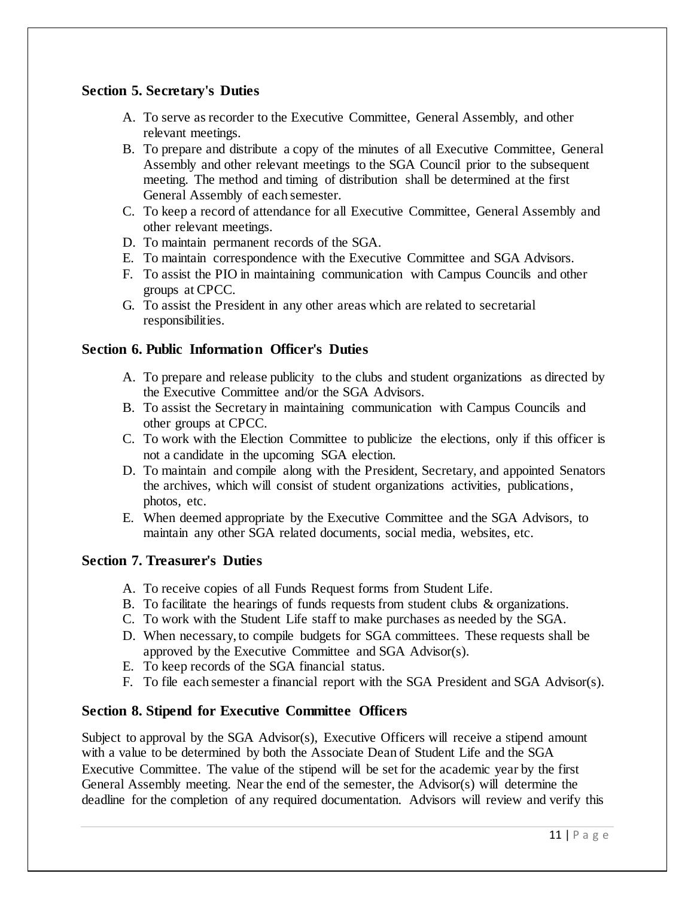### Section 5. Secretary's Duties

A. To serve as recorder to the Executive Committee, General Assembly, and other relevant meetings.
B. To prepare and distribute a copy of the minutes of all Executive Committee, General Assembly and other relevant meetings to the SGA Council prior to the subsequent meeting. The method and timing of distribution shall be determined at the first General Assembly of each semester.
C. To keep a record of attendance for all Executive Committee, General Assembly and other relevant meetings.
D. To maintain permanent records of the SGA.
E. To maintain correspondence with the Executive Committee and SGA Advisors.
F. To assist the PIO in maintaining communication with Campus Councils and other groups at CPCC.
G. To assist the President in any other areas which are related to secretarial responsibilities.

### Section 6. Public Information Officer's Duties

A. To prepare and release publicity to the clubs and student organizations as directed by the Executive Committee and/or the SGA Advisors.
B. To assist the Secretary in maintaining communication with Campus Councils and other groups at CPCC.
C. To work with the Election Committee to publicize the elections, only if this officer is not a candidate in the upcoming SGA election.
D. To maintain and compile along with the President, Secretary, and appointed Senators the archives, which will consist of student organizations activities, publications, photos, etc.
E. When deemed appropriate by the Executive Committee and the SGA Advisors, to maintain any other SGA related documents, social media, websites, etc.

### Section 7. Treasurer's Duties

A. To receive copies of all Funds Request forms from Student Life.
B. To facilitate the hearings of funds requests from student clubs & organizations.
C. To work with the Student Life staff to make purchases as needed by the SGA.
D. When necessary, to compile budgets for SGA committees. These requests shall be approved by the Executive Committee and SGA Advisor(s).
E. To keep records of the SGA financial status.
F. To file each semester a financial report with the SGA President and SGA Advisor(s).

### Section 8. Stipend for Executive Committee Officers

Subject to approval by the SGA Advisor(s), Executive Officers will receive a stipend amount with a value to be determined by both the Associate Dean of Student Life and the SGA Executive Committee. The value of the stipend will be set for the academic year by the first General Assembly meeting. Near the end of the semester, the Advisor(s) will determine the deadline for the completion of any required documentation. Advisors will review and verify this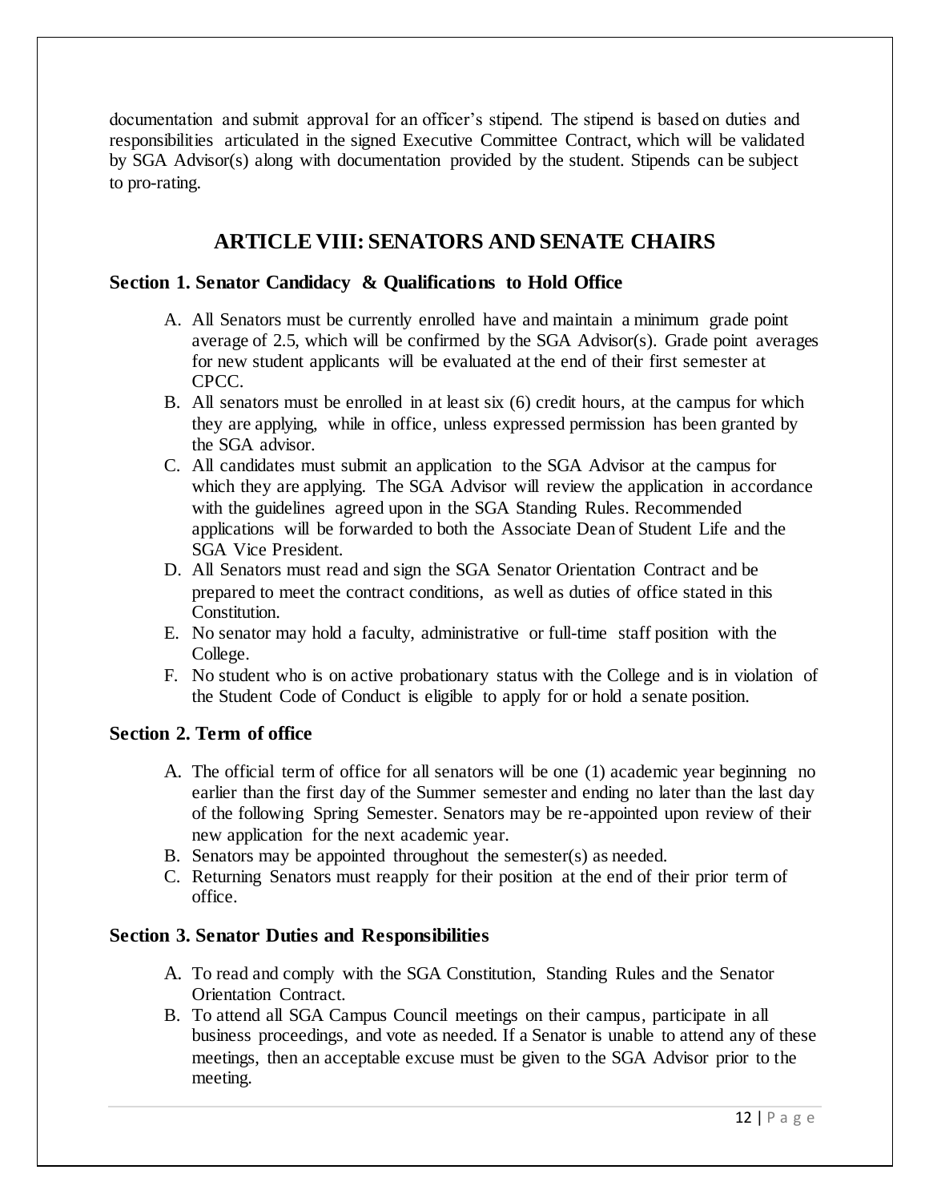documentation and submit approval for an officer's stipend. The stipend is based on duties and responsibilities articulated in the signed Executive Committee Contract, which will be validated by SGA Advisor(s) along with documentation provided by the student. Stipends can be subject to pro-rating.

## ARTICLE VIII: SENATORS AND SENATE CHAIRS

### Section 1. Senator Candidacy & Qualifications to Hold Office

A. All Senators must be currently enrolled have and maintain a minimum grade point average of 2.5, which will be confirmed by the SGA Advisor(s). Grade point averages for new student applicants will be evaluated at the end of their first semester at CPCC.
B. All senators must be enrolled in at least six (6) credit hours, at the campus for which they are applying, while in office, unless expressed permission has been granted by the SGA advisor.
C. All candidates must submit an application to the SGA Advisor at the campus for which they are applying. The SGA Advisor will review the application in accordance with the guidelines agreed upon in the SGA Standing Rules. Recommended applications will be forwarded to both the Associate Dean of Student Life and the SGA Vice President.
D. All Senators must read and sign the SGA Senator Orientation Contract and be prepared to meet the contract conditions, as well as duties of office stated in this Constitution.
E. No senator may hold a faculty, administrative or full-time staff position with the College.
F. No student who is on active probationary status with the College and is in violation of the Student Code of Conduct is eligible to apply for or hold a senate position.

### Section 2. Term of office

A. The official term of office for all senators will be one (1) academic year beginning no earlier than the first day of the Summer semester and ending no later than the last day of the following Spring Semester. Senators may be re-appointed upon review of their new application for the next academic year.
B. Senators may be appointed throughout the semester(s) as needed.
C. Returning Senators must reapply for their position at the end of their prior term of office.

### Section 3. Senator Duties and Responsibilities

A. To read and comply with the SGA Constitution, Standing Rules and the Senator Orientation Contract.
B. To attend all SGA Campus Council meetings on their campus, participate in all business proceedings, and vote as needed. If a Senator is unable to attend any of these meetings, then an acceptable excuse must be given to the SGA Advisor prior to the meeting.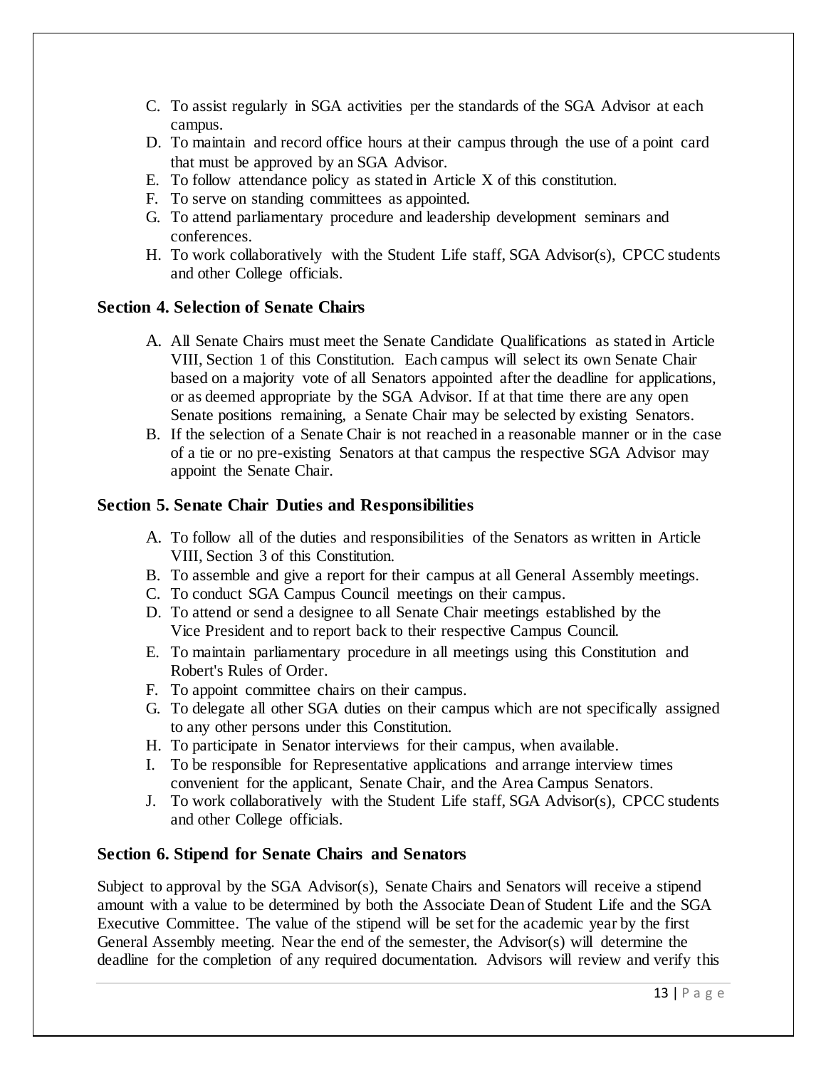C. To assist regularly in SGA activities per the standards of the SGA Advisor at each campus.
D. To maintain and record office hours at their campus through the use of a point card that must be approved by an SGA Advisor.
E. To follow attendance policy as stated in Article X of this constitution.
F. To serve on standing committees as appointed.
G. To attend parliamentary procedure and leadership development seminars and conferences.
H. To work collaboratively with the Student Life staff, SGA Advisor(s), CPCC students and other College officials.

### Section 4. Selection of Senate Chairs

A. All Senate Chairs must meet the Senate Candidate Qualifications as stated in Article VIII, Section 1 of this Constitution. Each campus will select its own Senate Chair based on a majority vote of all Senators appointed after the deadline for applications, or as deemed appropriate by the SGA Advisor. If at that time there are any open Senate positions remaining, a Senate Chair may be selected by existing Senators.
B. If the selection of a Senate Chair is not reached in a reasonable manner or in the case of a tie or no pre-existing Senators at that campus the respective SGA Advisor may appoint the Senate Chair.

### Section 5. Senate Chair Duties and Responsibilities

A. To follow all of the duties and responsibilities of the Senators as written in Article VIII, Section 3 of this Constitution.
B. To assemble and give a report for their campus at all General Assembly meetings.
C. To conduct SGA Campus Council meetings on their campus.
D. To attend or send a designee to all Senate Chair meetings established by the Vice President and to report back to their respective Campus Council.
E. To maintain parliamentary procedure in all meetings using this Constitution and Robert's Rules of Order.
F. To appoint committee chairs on their campus.
G. To delegate all other SGA duties on their campus which are not specifically assigned to any other persons under this Constitution.
H. To participate in Senator interviews for their campus, when available.
I. To be responsible for Representative applications and arrange interview times convenient for the applicant, Senate Chair, and the Area Campus Senators.
J. To work collaboratively with the Student Life staff, SGA Advisor(s), CPCC students and other College officials.

### Section 6. Stipend for Senate Chairs and Senators

Subject to approval by the SGA Advisor(s), Senate Chairs and Senators will receive a stipend amount with a value to be determined by both the Associate Dean of Student Life and the SGA Executive Committee. The value of the stipend will be set for the academic year by the first General Assembly meeting. Near the end of the semester, the Advisor(s) will determine the deadline for the completion of any required documentation. Advisors will review and verify this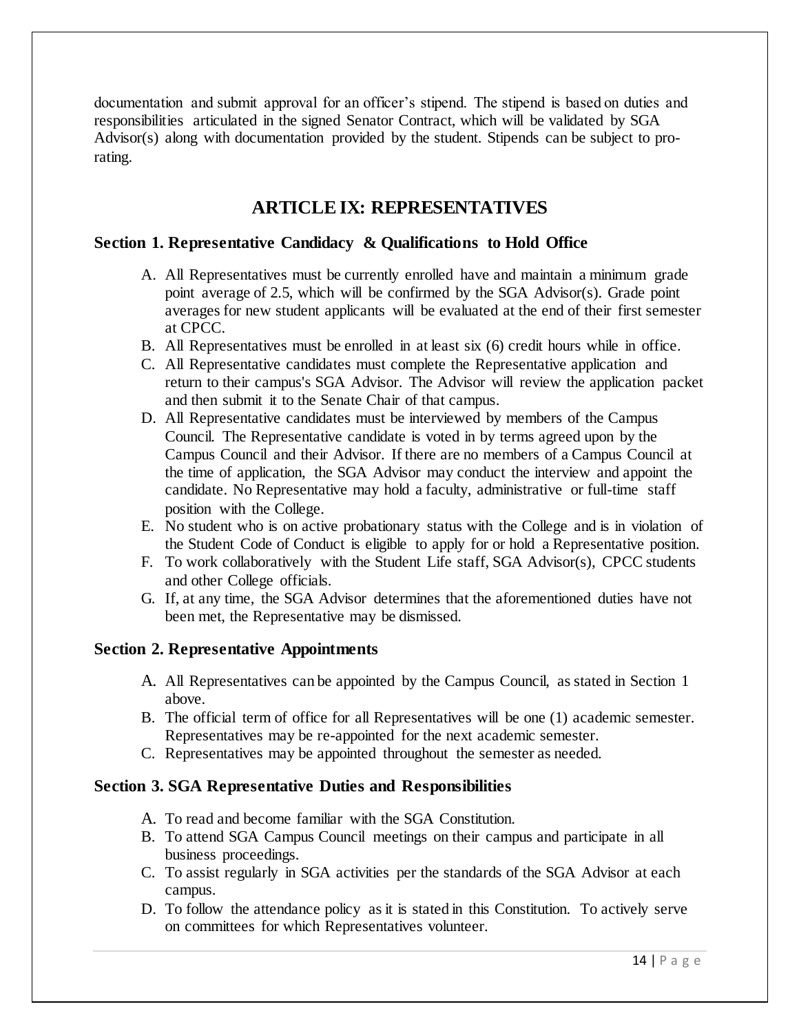documentation and submit approval for an officer's stipend. The stipend is based on duties and responsibilities articulated in the signed Senator Contract, which will be validated by SGA Advisor(s) along with documentation provided by the student. Stipends can be subject to pro-rating.

## ARTICLE IX: REPRESENTATIVES

### Section 1. Representative Candidacy & Qualifications to Hold Office

A. All Representatives must be currently enrolled have and maintain a minimum grade point average of 2.5, which will be confirmed by the SGA Advisor(s). Grade point averages for new student applicants will be evaluated at the end of their first semester at CPCC.

B. All Representatives must be enrolled in at least six (6) credit hours while in office.

C. All Representative candidates must complete the Representative application and return to their campus's SGA Advisor. The Advisor will review the application packet and then submit it to the Senate Chair of that campus.

D. All Representative candidates must be interviewed by members of the Campus Council. The Representative candidate is voted in by terms agreed upon by the Campus Council and their Advisor. If there are no members of a Campus Council at the time of application, the SGA Advisor may conduct the interview and appoint the candidate. No Representative may hold a faculty, administrative or full-time staff position with the College.

E. No student who is on active probationary status with the College and is in violation of the Student Code of Conduct is eligible to apply for or hold a Representative position.

F. To work collaboratively with the Student Life staff, SGA Advisor(s), CPCC students and other College officials.

G. If, at any time, the SGA Advisor determines that the aforementioned duties have not been met, the Representative may be dismissed.

### Section 2. Representative Appointments

A. All Representatives can be appointed by the Campus Council, as stated in Section 1 above.

B. The official term of office for all Representatives will be one (1) academic semester. Representatives may be re-appointed for the next academic semester.

C. Representatives may be appointed throughout the semester as needed.

### Section 3. SGA Representative Duties and Responsibilities

A. To read and become familiar with the SGA Constitution.

B. To attend SGA Campus Council meetings on their campus and participate in all business proceedings.

C. To assist regularly in SGA activities per the standards of the SGA Advisor at each campus.

D. To follow the attendance policy as it is stated in this Constitution. To actively serve on committees for which Representatives volunteer.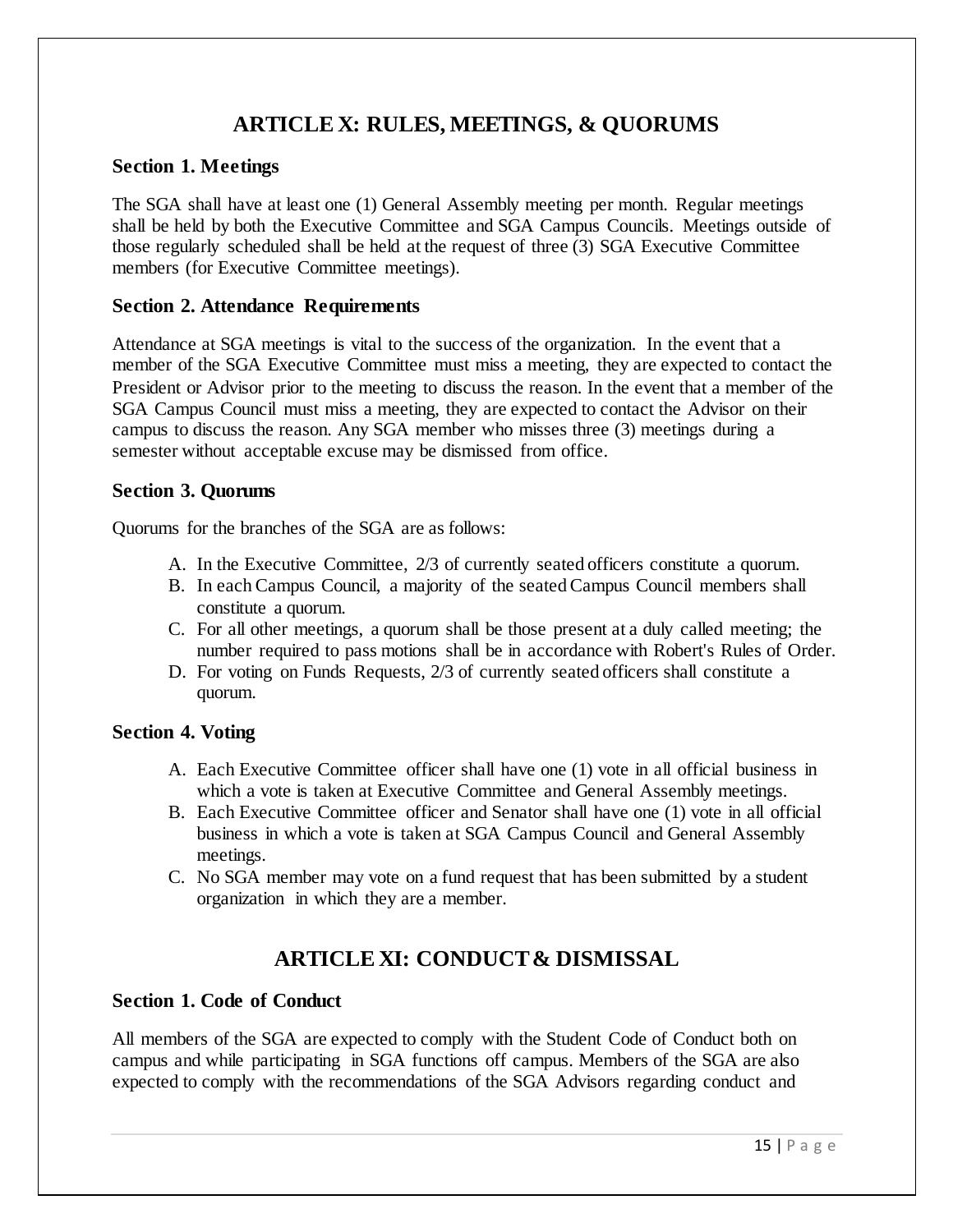## ARTICLE X: RULES, MEETINGS, & QUORUMS

### Section 1. Meetings

The SGA shall have at least one (1) General Assembly meeting per month. Regular meetings shall be held by both the Executive Committee and SGA Campus Councils. Meetings outside of those regularly scheduled shall be held at the request of three (3) SGA Executive Committee members (for Executive Committee meetings).

### Section 2. Attendance Requirements

Attendance at SGA meetings is vital to the success of the organization. In the event that a member of the SGA Executive Committee must miss a meeting, they are expected to contact the President or Advisor prior to the meeting to discuss the reason. In the event that a member of the SGA Campus Council must miss a meeting, they are expected to contact the Advisor on their campus to discuss the reason. Any SGA member who misses three (3) meetings during a semester without acceptable excuse may be dismissed from office.

### Section 3. Quorums

Quorums for the branches of the SGA are as follows:

A. In the Executive Committee, 2/3 of currently seated officers constitute a quorum.
B. In each Campus Council, a majority of the seated Campus Council members shall constitute a quorum.
C. For all other meetings, a quorum shall be those present at a duly called meeting; the number required to pass motions shall be in accordance with Robert's Rules of Order.
D. For voting on Funds Requests, 2/3 of currently seated officers shall constitute a quorum.

### Section 4. Voting

A. Each Executive Committee officer shall have one (1) vote in all official business in which a vote is taken at Executive Committee and General Assembly meetings.
B. Each Executive Committee officer and Senator shall have one (1) vote in all official business in which a vote is taken at SGA Campus Council and General Assembly meetings.
C. No SGA member may vote on a fund request that has been submitted by a student organization in which they are a member.

## ARTICLE XI: CONDUCT & DISMISSAL

### Section 1. Code of Conduct

All members of the SGA are expected to comply with the Student Code of Conduct both on campus and while participating in SGA functions off campus. Members of the SGA are also expected to comply with the recommendations of the SGA Advisors regarding conduct and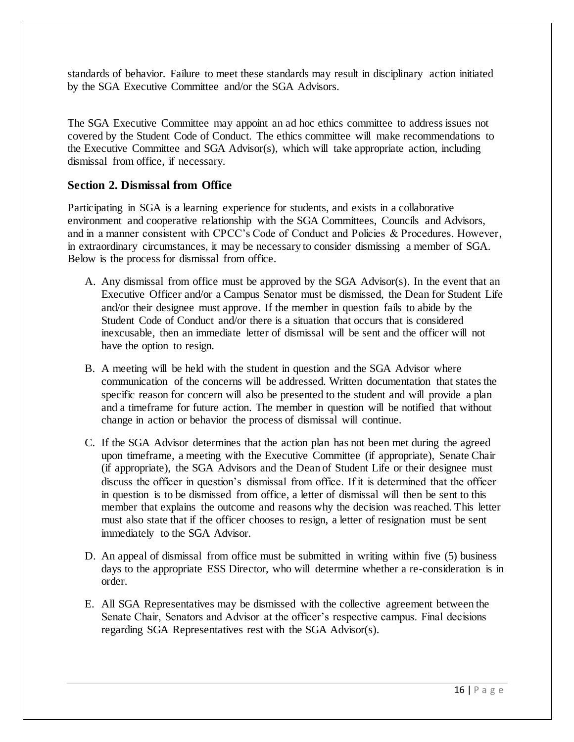standards of behavior. Failure to meet these standards may result in disciplinary action initiated by the SGA Executive Committee and/or the SGA Advisors.

The SGA Executive Committee may appoint an ad hoc ethics committee to address issues not covered by the Student Code of Conduct. The ethics committee will make recommendations to the Executive Committee and SGA Advisor(s), which will take appropriate action, including dismissal from office, if necessary.

### Section 2. Dismissal from Office

Participating in SGA is a learning experience for students, and exists in a collaborative environment and cooperative relationship with the SGA Committees, Councils and Advisors, and in a manner consistent with CPCC's Code of Conduct and Policies & Procedures. However, in extraordinary circumstances, it may be necessary to consider dismissing a member of SGA. Below is the process for dismissal from office.

A. Any dismissal from office must be approved by the SGA Advisor(s). In the event that an Executive Officer and/or a Campus Senator must be dismissed, the Dean for Student Life and/or their designee must approve. If the member in question fails to abide by the Student Code of Conduct and/or there is a situation that occurs that is considered inexcusable, then an immediate letter of dismissal will be sent and the officer will not have the option to resign.

B. A meeting will be held with the student in question and the SGA Advisor where communication of the concerns will be addressed. Written documentation that states the specific reason for concern will also be presented to the student and will provide a plan and a timeframe for future action. The member in question will be notified that without change in action or behavior the process of dismissal will continue.

C. If the SGA Advisor determines that the action plan has not been met during the agreed upon timeframe, a meeting with the Executive Committee (if appropriate), Senate Chair (if appropriate), the SGA Advisors and the Dean of Student Life or their designee must discuss the officer in question's dismissal from office. If it is determined that the officer in question is to be dismissed from office, a letter of dismissal will then be sent to this member that explains the outcome and reasons why the decision was reached. This letter must also state that if the officer chooses to resign, a letter of resignation must be sent immediately to the SGA Advisor.

D. An appeal of dismissal from office must be submitted in writing within five (5) business days to the appropriate ESS Director, who will determine whether a re-consideration is in order.

E. All SGA Representatives may be dismissed with the collective agreement between the Senate Chair, Senators and Advisor at the officer's respective campus. Final decisions regarding SGA Representatives rest with the SGA Advisor(s).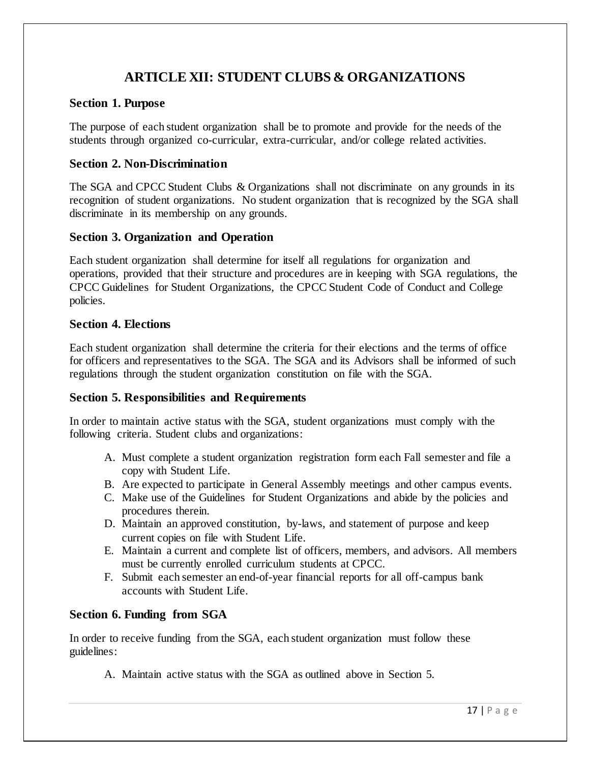# ARTICLE XII: STUDENT CLUBS & ORGANIZATIONS

### Section 1. Purpose

The purpose of each student organization shall be to promote and provide for the needs of the students through organized co-curricular, extra-curricular, and/or college related activities.

### Section 2. Non-Discrimination

The SGA and CPCC Student Clubs & Organizations shall not discriminate on any grounds in its recognition of student organizations. No student organization that is recognized by the SGA shall discriminate in its membership on any grounds.

### Section 3. Organization and Operation

Each student organization shall determine for itself all regulations for organization and operations, provided that their structure and procedures are in keeping with SGA regulations, the CPCC Guidelines for Student Organizations, the CPCC Student Code of Conduct and College policies.

### Section 4. Elections

Each student organization shall determine the criteria for their elections and the terms of office for officers and representatives to the SGA. The SGA and its Advisors shall be informed of such regulations through the student organization constitution on file with the SGA.

### Section 5. Responsibilities and Requirements

In order to maintain active status with the SGA, student organizations must comply with the following criteria. Student clubs and organizations:

A. Must complete a student organization registration form each Fall semester and file a copy with Student Life.
B. Are expected to participate in General Assembly meetings and other campus events.
C. Make use of the Guidelines for Student Organizations and abide by the policies and procedures therein.
D. Maintain an approved constitution, by-laws, and statement of purpose and keep current copies on file with Student Life.
E. Maintain a current and complete list of officers, members, and advisors. All members must be currently enrolled curriculum students at CPCC.
F. Submit each semester an end-of-year financial reports for all off-campus bank accounts with Student Life.

### Section 6. Funding from SGA

In order to receive funding from the SGA, each student organization must follow these guidelines:

A. Maintain active status with the SGA as outlined above in Section 5.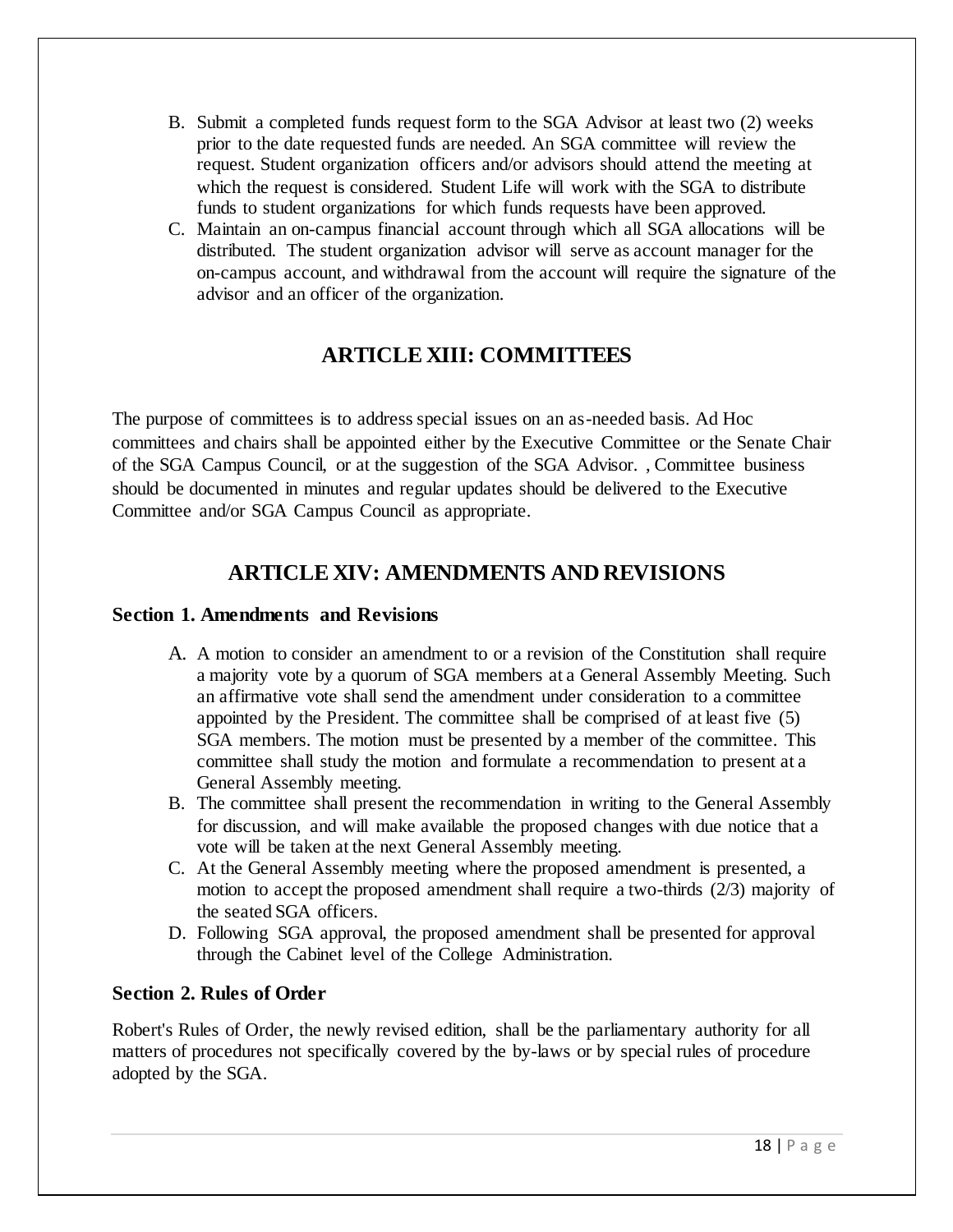B. Submit a completed funds request form to the SGA Advisor at least two (2) weeks prior to the date requested funds are needed. An SGA committee will review the request. Student organization officers and/or advisors should attend the meeting at which the request is considered. Student Life will work with the SGA to distribute funds to student organizations for which funds requests have been approved.

C. Maintain an on-campus financial account through which all SGA allocations will be distributed. The student organization advisor will serve as account manager for the on-campus account, and withdrawal from the account will require the signature of the advisor and an officer of the organization.

## ARTICLE XIII: COMMITTEES

The purpose of committees is to address special issues on an as-needed basis. Ad Hoc committees and chairs shall be appointed either by the Executive Committee or the Senate Chair of the SGA Campus Council, or at the suggestion of the SGA Advisor. , Committee business should be documented in minutes and regular updates should be delivered to the Executive Committee and/or SGA Campus Council as appropriate.

## ARTICLE XIV: AMENDMENTS AND REVISIONS

### Section 1. Amendments and Revisions

A. A motion to consider an amendment to or a revision of the Constitution shall require a majority vote by a quorum of SGA members at a General Assembly Meeting. Such an affirmative vote shall send the amendment under consideration to a committee appointed by the President. The committee shall be comprised of at least five (5) SGA members. The motion must be presented by a member of the committee. This committee shall study the motion and formulate a recommendation to present at a General Assembly meeting.

B. The committee shall present the recommendation in writing to the General Assembly for discussion, and will make available the proposed changes with due notice that a vote will be taken at the next General Assembly meeting.

C. At the General Assembly meeting where the proposed amendment is presented, a motion to accept the proposed amendment shall require a two-thirds (2/3) majority of the seated SGA officers.

D. Following SGA approval, the proposed amendment shall be presented for approval through the Cabinet level of the College Administration.

### Section 2. Rules of Order

Robert's Rules of Order, the newly revised edition, shall be the parliamentary authority for all matters of procedures not specifically covered by the by-laws or by special rules of procedure adopted by the SGA.